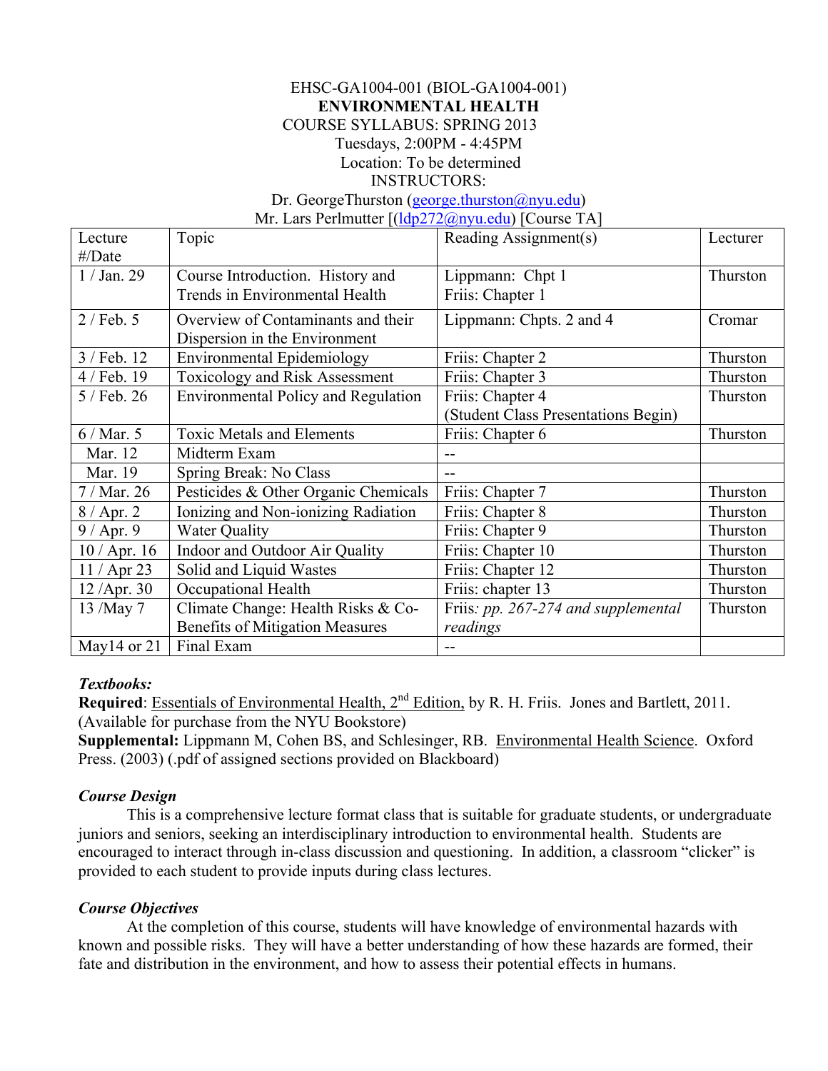EHSC-GA1004-001 (BIOL-GA1004-001)

**ENVIRONMENTAL HEALTH**

COURSE SYLLABUS: SPRING 2013

Tuesdays, 2:00PM - 4:45PM

Location: To be determined

INSTRUCTORS:

Dr. GeorgeThurston (george.thurston@nyu.edu)

Mr. Lars Perlmutter [(ldp272@nyu.edu) [Course TA]

| Lecture #/Date | Topic | Reading Assignment(s) | Lecturer |
|---|---|---|---|
| 1 / Jan. 29 | Course Introduction. History and Trends in Environmental Health | Lippmann: Chpt 1<br>Friis: Chapter 1 | Thurston |
| 2 / Feb. 5 | Overview of Contaminants and their Dispersion in the Environment | Lippmann: Chpts. 2 and 4 | Cromar |
| 3 / Feb. 12 | Environmental Epidemiology | Friis: Chapter 2 | Thurston |
| 4 / Feb. 19 | Toxicology and Risk Assessment | Friis: Chapter 3 | Thurston |
| 5 / Feb. 26 | Environmental Policy and Regulation | Friis: Chapter 4<br>(Student Class Presentations Begin) | Thurston |
| 6 / Mar. 5 | Toxic Metals and Elements | Friis: Chapter 6 | Thurston |
| Mar. 12 | Midterm Exam | -- | |
| Mar. 19 | Spring Break: No Class | -- | |
| 7 / Mar. 26 | Pesticides & Other Organic Chemicals | Friis: Chapter 7 | Thurston |
| 8 / Apr. 2 | Ionizing and Non-ionizing Radiation | Friis: Chapter 8 | Thurston |
| 9 / Apr. 9 | Water Quality | Friis: Chapter 9 | Thurston |
| 10 / Apr. 16 | Indoor and Outdoor Air Quality | Friis: Chapter 10 | Thurston |
| 11 / Apr 23 | Solid and Liquid Wastes | Friis: Chapter 12 | Thurston |
| 12 /Apr. 30 | Occupational Health | Friis: chapter 13 | Thurston |
| 13 /May 7 | Climate Change: Health Risks & Co-Benefits of Mitigation Measures | Friis*: pp. 267-274 and supplemental readings* | Thurston |
| May14 or 21 | Final Exam | -- | |

***Textbooks:***

**Required**: Essentials of Environmental Health, 2nd Edition, by R. H. Friis. Jones and Bartlett, 2011. (Available for purchase from the NYU Bookstore)

**Supplemental:** Lippmann M, Cohen BS, and Schlesinger, RB. Environmental Health Science. Oxford Press. (2003) (.pdf of assigned sections provided on Blackboard)

***Course Design***

This is a comprehensive lecture format class that is suitable for graduate students, or undergraduate juniors and seniors, seeking an interdisciplinary introduction to environmental health. Students are encouraged to interact through in-class discussion and questioning. In addition, a classroom "clicker" is provided to each student to provide inputs during class lectures.

***Course Objectives***

At the completion of this course, students will have knowledge of environmental hazards with known and possible risks. They will have a better understanding of how these hazards are formed, their fate and distribution in the environment, and how to assess their potential effects in humans.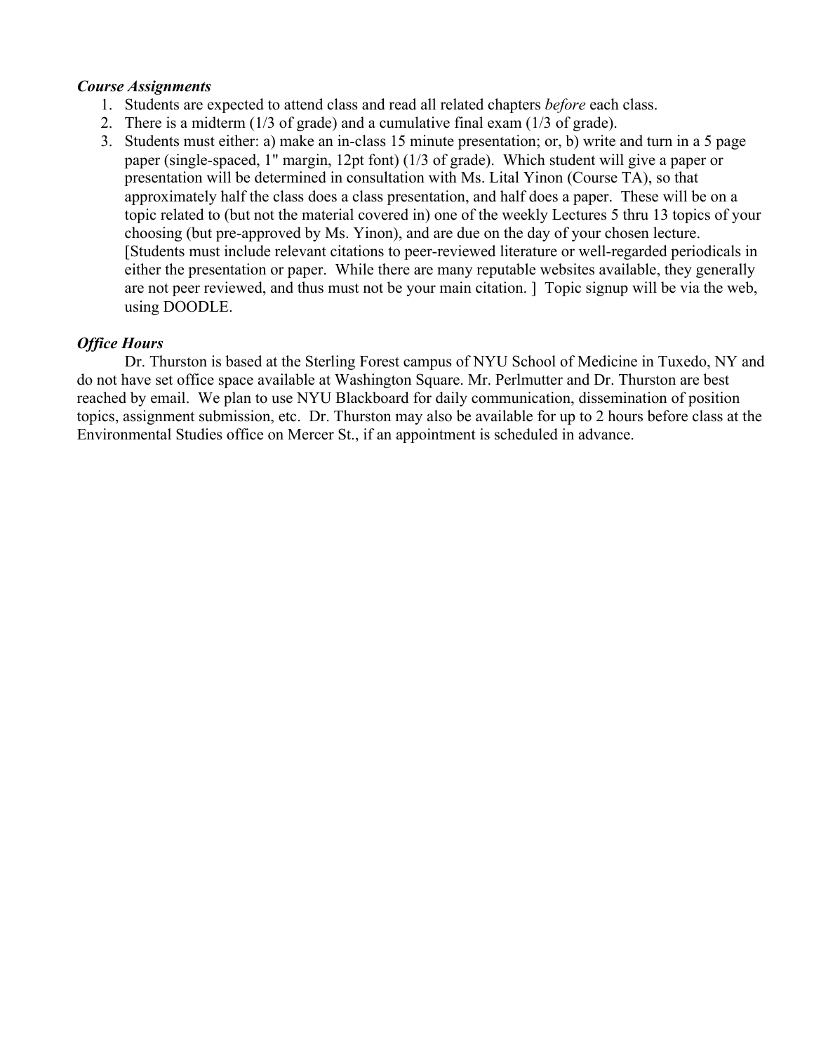***Course Assignments***

1. Students are expected to attend class and read all related chapters *before* each class.
2. There is a midterm (1/3 of grade) and a cumulative final exam (1/3 of grade).
3. Students must either: a) make an in-class 15 minute presentation; or, b) write and turn in a 5 page paper (single-spaced, 1" margin, 12pt font) (1/3 of grade). Which student will give a paper or presentation will be determined in consultation with Ms. Lital Yinon (Course TA), so that approximately half the class does a class presentation, and half does a paper. These will be on a topic related to (but not the material covered in) one of the weekly Lectures 5 thru 13 topics of your choosing (but pre-approved by Ms. Yinon), and are due on the day of your chosen lecture. [Students must include relevant citations to peer-reviewed literature or well-regarded periodicals in either the presentation or paper. While there are many reputable websites available, they generally are not peer reviewed, and thus must not be your main citation. ] Topic signup will be via the web, using DOODLE.

***Office Hours***

Dr. Thurston is based at the Sterling Forest campus of NYU School of Medicine in Tuxedo, NY and do not have set office space available at Washington Square. Mr. Perlmutter and Dr. Thurston are best reached by email. We plan to use NYU Blackboard for daily communication, dissemination of position topics, assignment submission, etc. Dr. Thurston may also be available for up to 2 hours before class at the Environmental Studies office on Mercer St., if an appointment is scheduled in advance.